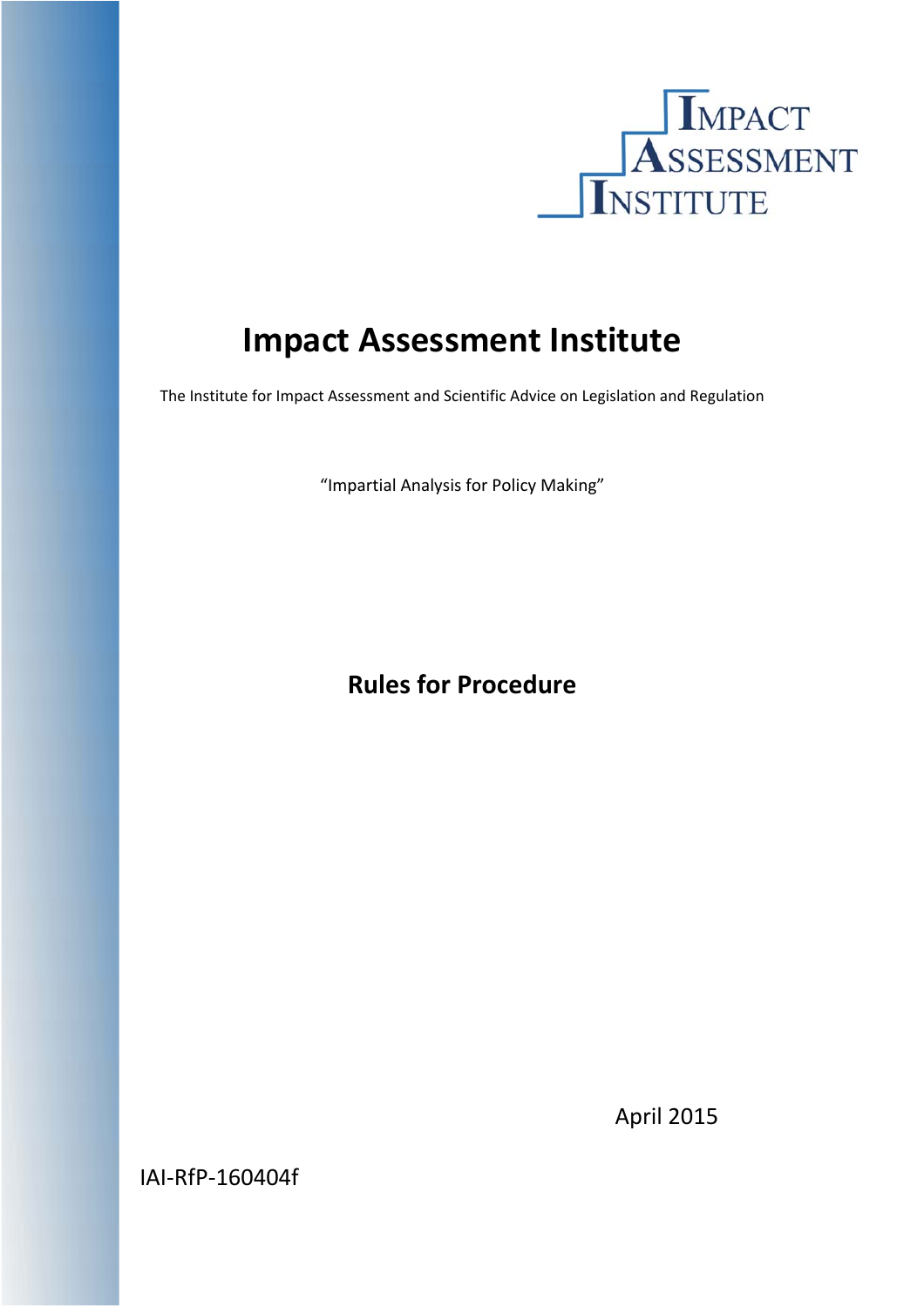IMPACT ASSESSMENT INSTITUTE

# Impact Assessment Institute

The Institute for Impact Assessment and Scientific Advice on Legislation and Regulation

"Impartial Analysis for Policy Making"

## Rules for Procedure

April 2015

IAI-RfP-160404f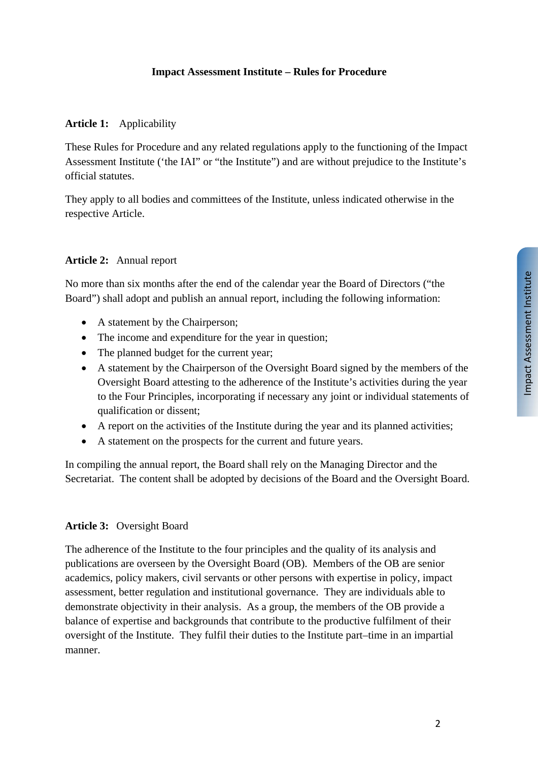**Impact Assessment Institute – Rules for Procedure**

**Article 1:** Applicability

These Rules for Procedure and any related regulations apply to the functioning of the Impact Assessment Institute ('the IAI" or "the Institute") and are without prejudice to the Institute's official statutes.

They apply to all bodies and committees of the Institute, unless indicated otherwise in the respective Article.

**Article 2:** Annual report

No more than six months after the end of the calendar year the Board of Directors ("the Board") shall adopt and publish an annual report, including the following information:

- A statement by the Chairperson;
- The income and expenditure for the year in question;
- The planned budget for the current year;
- A statement by the Chairperson of the Oversight Board signed by the members of the Oversight Board attesting to the adherence of the Institute's activities during the year to the Four Principles, incorporating if necessary any joint or individual statements of qualification or dissent;
- A report on the activities of the Institute during the year and its planned activities;
- A statement on the prospects for the current and future years.

In compiling the annual report, the Board shall rely on the Managing Director and the Secretariat. The content shall be adopted by decisions of the Board and the Oversight Board.

**Article 3:** Oversight Board

The adherence of the Institute to the four principles and the quality of its analysis and publications are overseen by the Oversight Board (OB). Members of the OB are senior academics, policy makers, civil servants or other persons with expertise in policy, impact assessment, better regulation and institutional governance. They are individuals able to demonstrate objectivity in their analysis. As a group, the members of the OB provide a balance of expertise and backgrounds that contribute to the productive fulfilment of their oversight of the Institute. They fulfil their duties to the Institute part–time in an impartial manner.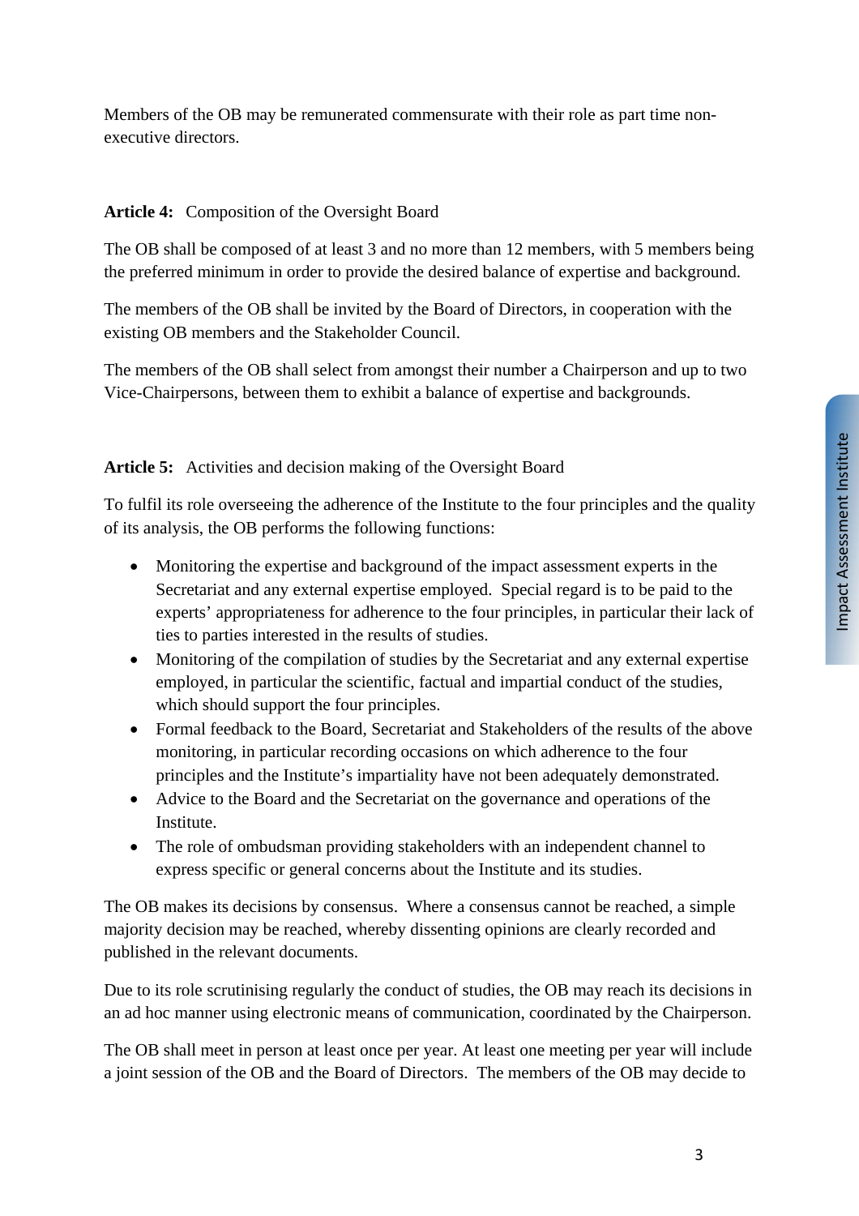Members of the OB may be remunerated commensurate with their role as part time non-executive directors.

**Article 4:** Composition of the Oversight Board

The OB shall be composed of at least 3 and no more than 12 members, with 5 members being the preferred minimum in order to provide the desired balance of expertise and background.

The members of the OB shall be invited by the Board of Directors, in cooperation with the existing OB members and the Stakeholder Council.

The members of the OB shall select from amongst their number a Chairperson and up to two Vice-Chairpersons, between them to exhibit a balance of expertise and backgrounds.

**Article 5:** Activities and decision making of the Oversight Board

To fulfil its role overseeing the adherence of the Institute to the four principles and the quality of its analysis, the OB performs the following functions:

- Monitoring the expertise and background of the impact assessment experts in the Secretariat and any external expertise employed. Special regard is to be paid to the experts' appropriateness for adherence to the four principles, in particular their lack of ties to parties interested in the results of studies.
- Monitoring of the compilation of studies by the Secretariat and any external expertise employed, in particular the scientific, factual and impartial conduct of the studies, which should support the four principles.
- Formal feedback to the Board, Secretariat and Stakeholders of the results of the above monitoring, in particular recording occasions on which adherence to the four principles and the Institute's impartiality have not been adequately demonstrated.
- Advice to the Board and the Secretariat on the governance and operations of the Institute.
- The role of ombudsman providing stakeholders with an independent channel to express specific or general concerns about the Institute and its studies.

The OB makes its decisions by consensus. Where a consensus cannot be reached, a simple majority decision may be reached, whereby dissenting opinions are clearly recorded and published in the relevant documents.

Due to its role scrutinising regularly the conduct of studies, the OB may reach its decisions in an ad hoc manner using electronic means of communication, coordinated by the Chairperson.

The OB shall meet in person at least once per year. At least one meeting per year will include a joint session of the OB and the Board of Directors. The members of the OB may decide to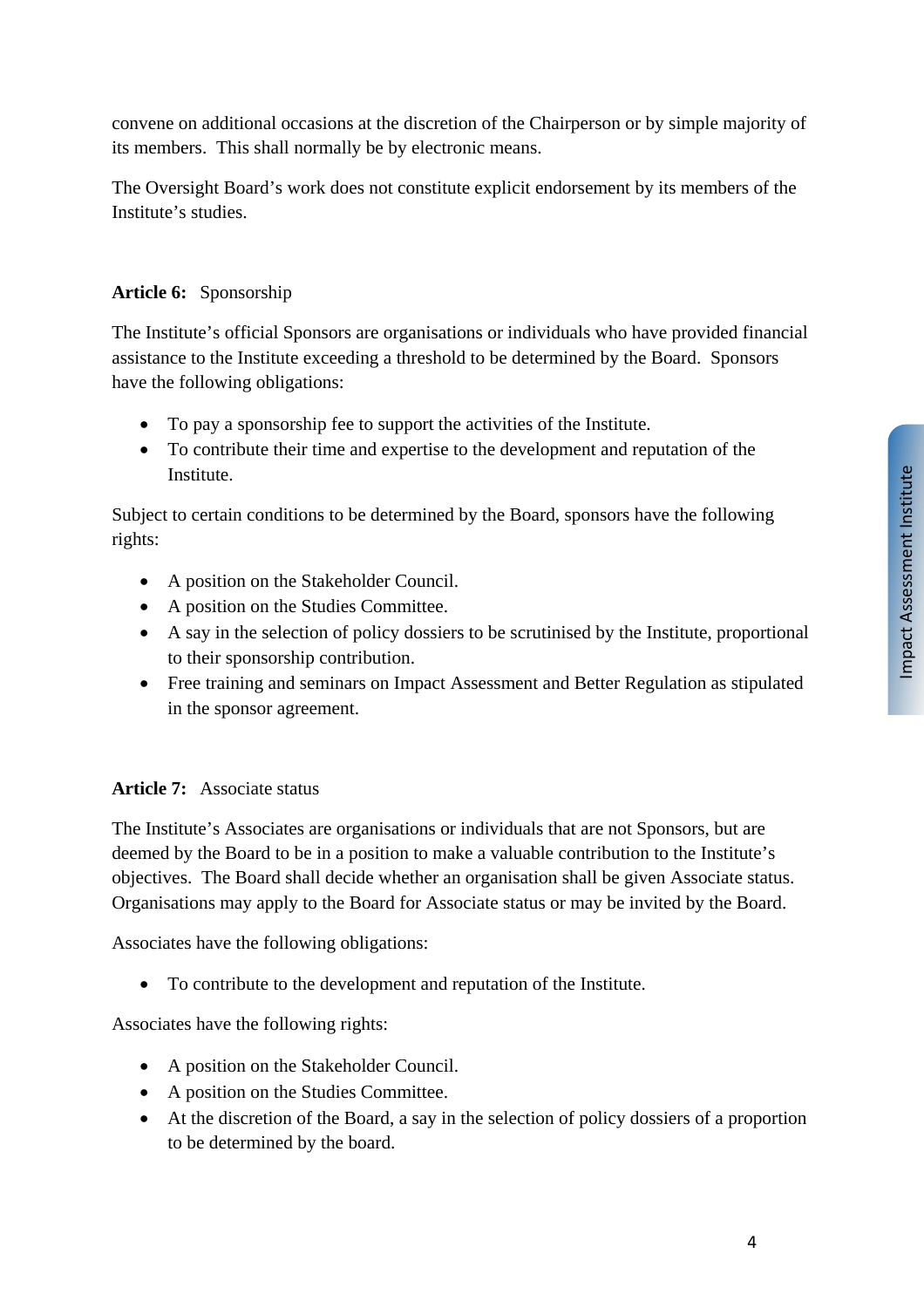convene on additional occasions at the discretion of the Chairperson or by simple majority of its members. This shall normally be by electronic means.

The Oversight Board's work does not constitute explicit endorsement by its members of the Institute's studies.

**Article 6:** Sponsorship

The Institute's official Sponsors are organisations or individuals who have provided financial assistance to the Institute exceeding a threshold to be determined by the Board. Sponsors have the following obligations:

- To pay a sponsorship fee to support the activities of the Institute.
- To contribute their time and expertise to the development and reputation of the Institute.

Subject to certain conditions to be determined by the Board, sponsors have the following rights:

- A position on the Stakeholder Council.
- A position on the Studies Committee.
- A say in the selection of policy dossiers to be scrutinised by the Institute, proportional to their sponsorship contribution.
- Free training and seminars on Impact Assessment and Better Regulation as stipulated in the sponsor agreement.

**Article 7:** Associate status

The Institute's Associates are organisations or individuals that are not Sponsors, but are deemed by the Board to be in a position to make a valuable contribution to the Institute's objectives. The Board shall decide whether an organisation shall be given Associate status. Organisations may apply to the Board for Associate status or may be invited by the Board.

Associates have the following obligations:

- To contribute to the development and reputation of the Institute.

Associates have the following rights:

- A position on the Stakeholder Council.
- A position on the Studies Committee.
- At the discretion of the Board, a say in the selection of policy dossiers of a proportion to be determined by the board.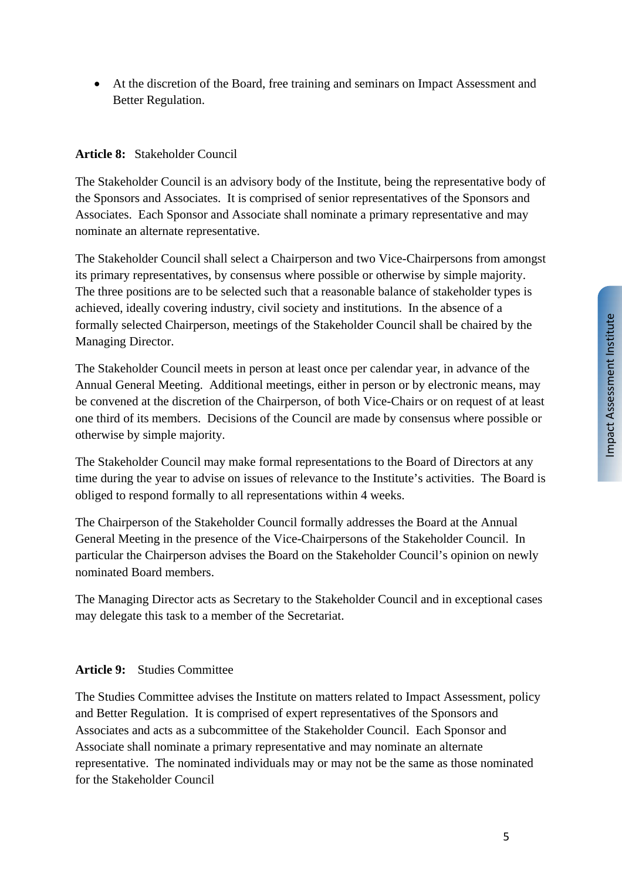- At the discretion of the Board, free training and seminars on Impact Assessment and Better Regulation.

**Article 8:** Stakeholder Council

The Stakeholder Council is an advisory body of the Institute, being the representative body of the Sponsors and Associates. It is comprised of senior representatives of the Sponsors and Associates. Each Sponsor and Associate shall nominate a primary representative and may nominate an alternate representative.

The Stakeholder Council shall select a Chairperson and two Vice-Chairpersons from amongst its primary representatives, by consensus where possible or otherwise by simple majority. The three positions are to be selected such that a reasonable balance of stakeholder types is achieved, ideally covering industry, civil society and institutions. In the absence of a formally selected Chairperson, meetings of the Stakeholder Council shall be chaired by the Managing Director.

The Stakeholder Council meets in person at least once per calendar year, in advance of the Annual General Meeting. Additional meetings, either in person or by electronic means, may be convened at the discretion of the Chairperson, of both Vice-Chairs or on request of at least one third of its members. Decisions of the Council are made by consensus where possible or otherwise by simple majority.

The Stakeholder Council may make formal representations to the Board of Directors at any time during the year to advise on issues of relevance to the Institute's activities. The Board is obliged to respond formally to all representations within 4 weeks.

The Chairperson of the Stakeholder Council formally addresses the Board at the Annual General Meeting in the presence of the Vice-Chairpersons of the Stakeholder Council. In particular the Chairperson advises the Board on the Stakeholder Council's opinion on newly nominated Board members.

The Managing Director acts as Secretary to the Stakeholder Council and in exceptional cases may delegate this task to a member of the Secretariat.

**Article 9:** Studies Committee

The Studies Committee advises the Institute on matters related to Impact Assessment, policy and Better Regulation. It is comprised of expert representatives of the Sponsors and Associates and acts as a subcommittee of the Stakeholder Council. Each Sponsor and Associate shall nominate a primary representative and may nominate an alternate representative. The nominated individuals may or may not be the same as those nominated for the Stakeholder Council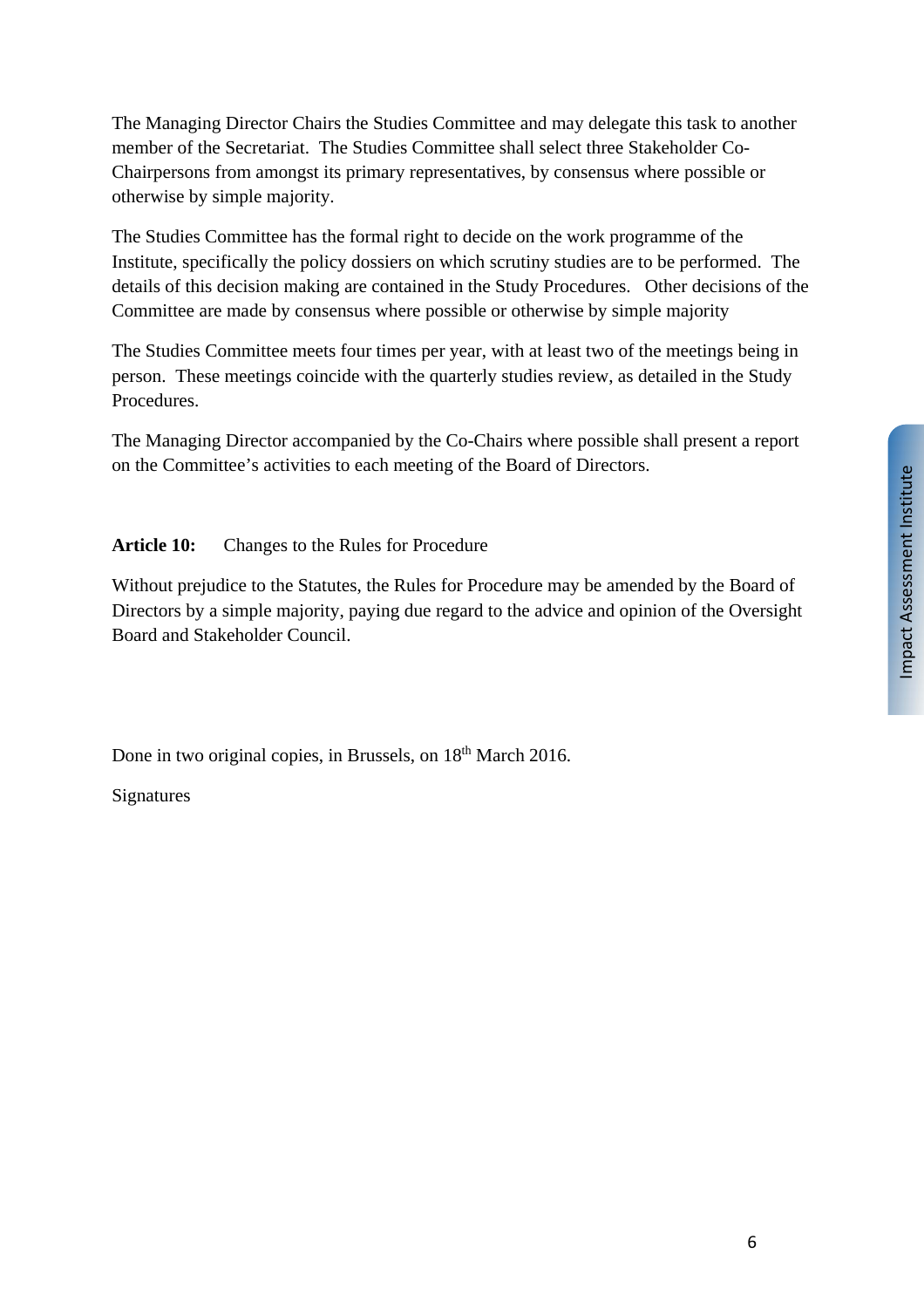The Managing Director Chairs the Studies Committee and may delegate this task to another member of the Secretariat. The Studies Committee shall select three Stakeholder Co-Chairpersons from amongst its primary representatives, by consensus where possible or otherwise by simple majority.

The Studies Committee has the formal right to decide on the work programme of the Institute, specifically the policy dossiers on which scrutiny studies are to be performed. The details of this decision making are contained in the Study Procedures. Other decisions of the Committee are made by consensus where possible or otherwise by simple majority

The Studies Committee meets four times per year, with at least two of the meetings being in person. These meetings coincide with the quarterly studies review, as detailed in the Study Procedures.

The Managing Director accompanied by the Co-Chairs where possible shall present a report on the Committee's activities to each meeting of the Board of Directors.

**Article 10:** Changes to the Rules for Procedure

Without prejudice to the Statutes, the Rules for Procedure may be amended by the Board of Directors by a simple majority, paying due regard to the advice and opinion of the Oversight Board and Stakeholder Council.

Done in two original copies, in Brussels, on 18th March 2016.

Signatures